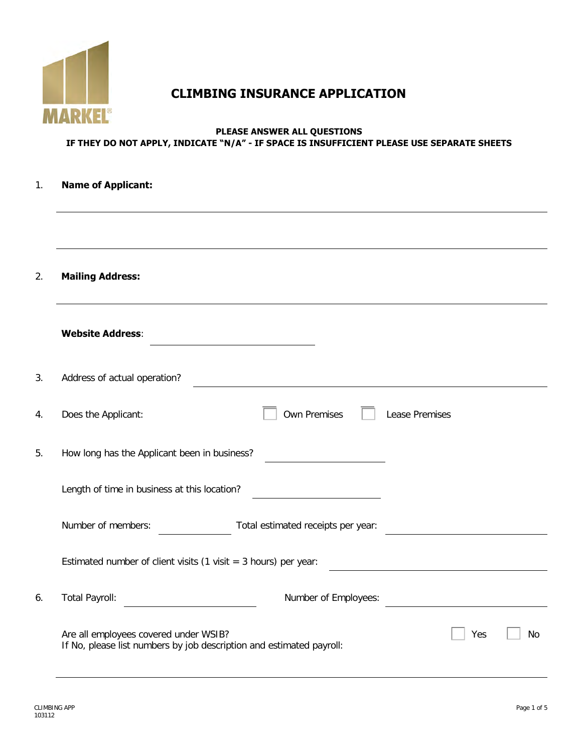MARKEL

# CLIMBING INSURANCE APPLICATION

**PLEASE ANSWER ALL QUESTIONS**
**IF THEY DO NOT APPLY, INDICATE "N/A" - IF SPACE IS INSUFFICIENT PLEASE USE SEPARATE SHEETS**

1. **Name of Applicant:**

_______________________________________________

_______________________________________________

2. **Mailing Address:**

_______________________________________________

**Website Address**: ____________________

3. Address of actual operation? ____________________

4. Does the Applicant: ☐ Own Premises ☐ Lease Premises

5. How long has the Applicant been in business? ____________________

Length of time in business at this location? ____________________

Number of members: __________ Total estimated receipts per year: ____________________

Estimated number of client visits (1 visit = 3 hours) per year: ____________________

6. Total Payroll: ____________________ Number of Employees: ____________________

Are all employees covered under WSIB? ☐ Yes ☐ No
If No, please list numbers by job description and estimated payroll:

_______________________________________________

CLIMBING APP
103112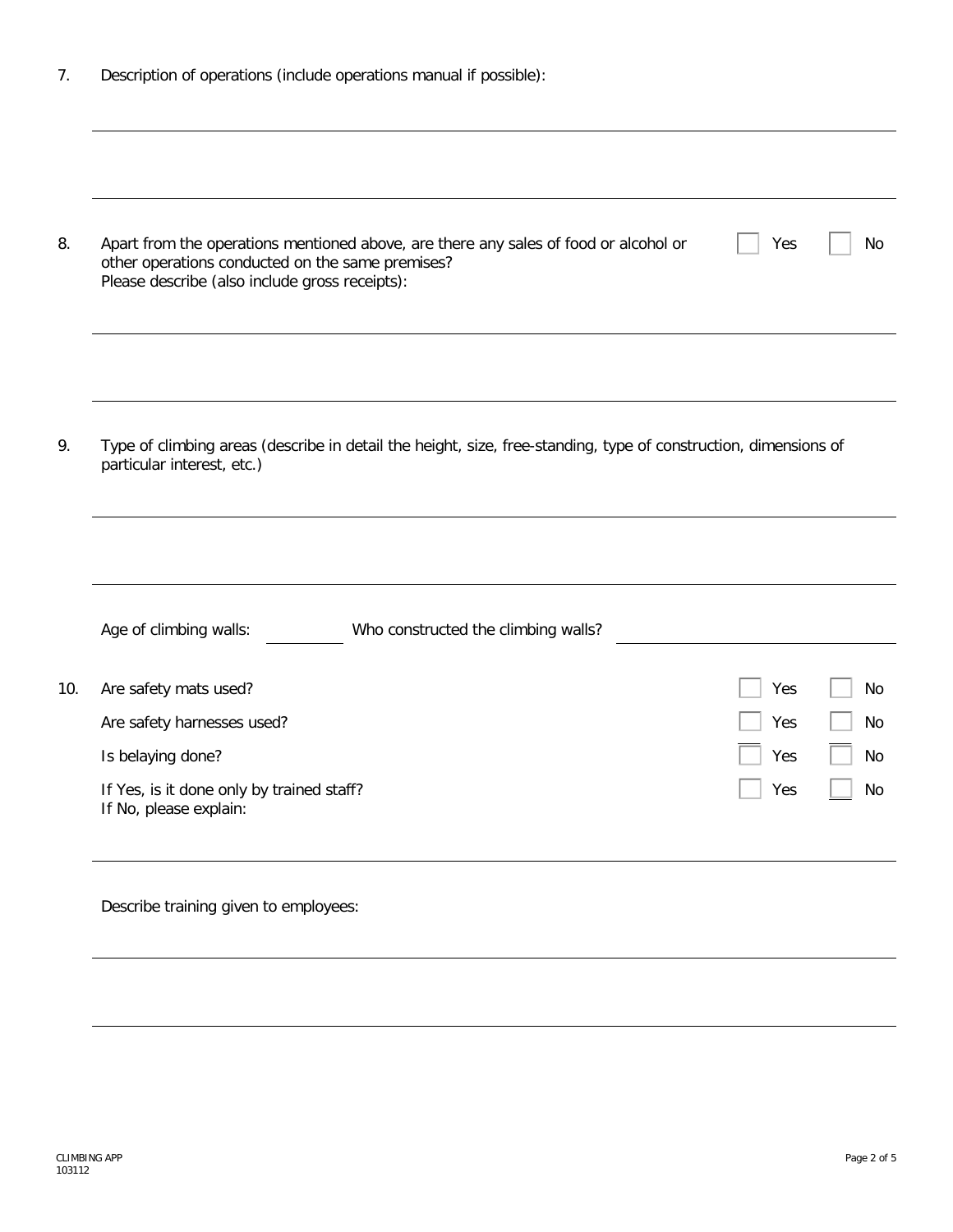7. Description of operations (include operations manual if possible):

\_\_\_\_\_\_\_\_\_\_\_\_\_\_\_\_\_\_\_\_\_\_\_\_\_\_\_\_\_\_\_\_\_\_\_\_\_\_\_\_\_\_\_\_\_\_\_\_\_\_\_\_\_\_\_\_\_\_\_\_\_\_\_\_

\_\_\_\_\_\_\_\_\_\_\_\_\_\_\_\_\_\_\_\_\_\_\_\_\_\_\_\_\_\_\_\_\_\_\_\_\_\_\_\_\_\_\_\_\_\_\_\_\_\_\_\_\_\_\_\_\_\_\_\_\_\_\_\_

8. Apart from the operations mentioned above, are there any sales of food or alcohol or other operations conducted on the same premises? ☐ Yes ☐ No
   Please describe (also include gross receipts):

\_\_\_\_\_\_\_\_\_\_\_\_\_\_\_\_\_\_\_\_\_\_\_\_\_\_\_\_\_\_\_\_\_\_\_\_\_\_\_\_\_\_\_\_\_\_\_\_\_\_\_\_\_\_\_\_\_\_\_\_\_\_\_\_

\_\_\_\_\_\_\_\_\_\_\_\_\_\_\_\_\_\_\_\_\_\_\_\_\_\_\_\_\_\_\_\_\_\_\_\_\_\_\_\_\_\_\_\_\_\_\_\_\_\_\_\_\_\_\_\_\_\_\_\_\_\_\_\_

9. Type of climbing areas (describe in detail the height, size, free-standing, type of construction, dimensions of particular interest, etc.)

\_\_\_\_\_\_\_\_\_\_\_\_\_\_\_\_\_\_\_\_\_\_\_\_\_\_\_\_\_\_\_\_\_\_\_\_\_\_\_\_\_\_\_\_\_\_\_\_\_\_\_\_\_\_\_\_\_\_\_\_\_\_\_\_

\_\_\_\_\_\_\_\_\_\_\_\_\_\_\_\_\_\_\_\_\_\_\_\_\_\_\_\_\_\_\_\_\_\_\_\_\_\_\_\_\_\_\_\_\_\_\_\_\_\_\_\_\_\_\_\_\_\_\_\_\_\_\_\_

   Age of climbing walls: \_\_\_\_\_\_\_\_\_\_ Who constructed the climbing walls? \_\_\_\_\_\_\_\_\_\_\_\_\_\_\_\_\_\_\_\_

10. Are safety mats used? ☐ Yes ☐ No

    Are safety harnesses used? ☐ Yes ☐ No

    Is belaying done? ☐ Yes ☐ No

    If Yes, is it done only by trained staff? ☐ Yes ☐ No
    If No, please explain:

\_\_\_\_\_\_\_\_\_\_\_\_\_\_\_\_\_\_\_\_\_\_\_\_\_\_\_\_\_\_\_\_\_\_\_\_\_\_\_\_\_\_\_\_\_\_\_\_\_\_\_\_\_\_\_\_\_\_\_\_\_\_\_\_

    Describe training given to employees:

\_\_\_\_\_\_\_\_\_\_\_\_\_\_\_\_\_\_\_\_\_\_\_\_\_\_\_\_\_\_\_\_\_\_\_\_\_\_\_\_\_\_\_\_\_\_\_\_\_\_\_\_\_\_\_\_\_\_\_\_\_\_\_\_

\_\_\_\_\_\_\_\_\_\_\_\_\_\_\_\_\_\_\_\_\_\_\_\_\_\_\_\_\_\_\_\_\_\_\_\_\_\_\_\_\_\_\_\_\_\_\_\_\_\_\_\_\_\_\_\_\_\_\_\_\_\_\_\_

CLIMBING APP
103112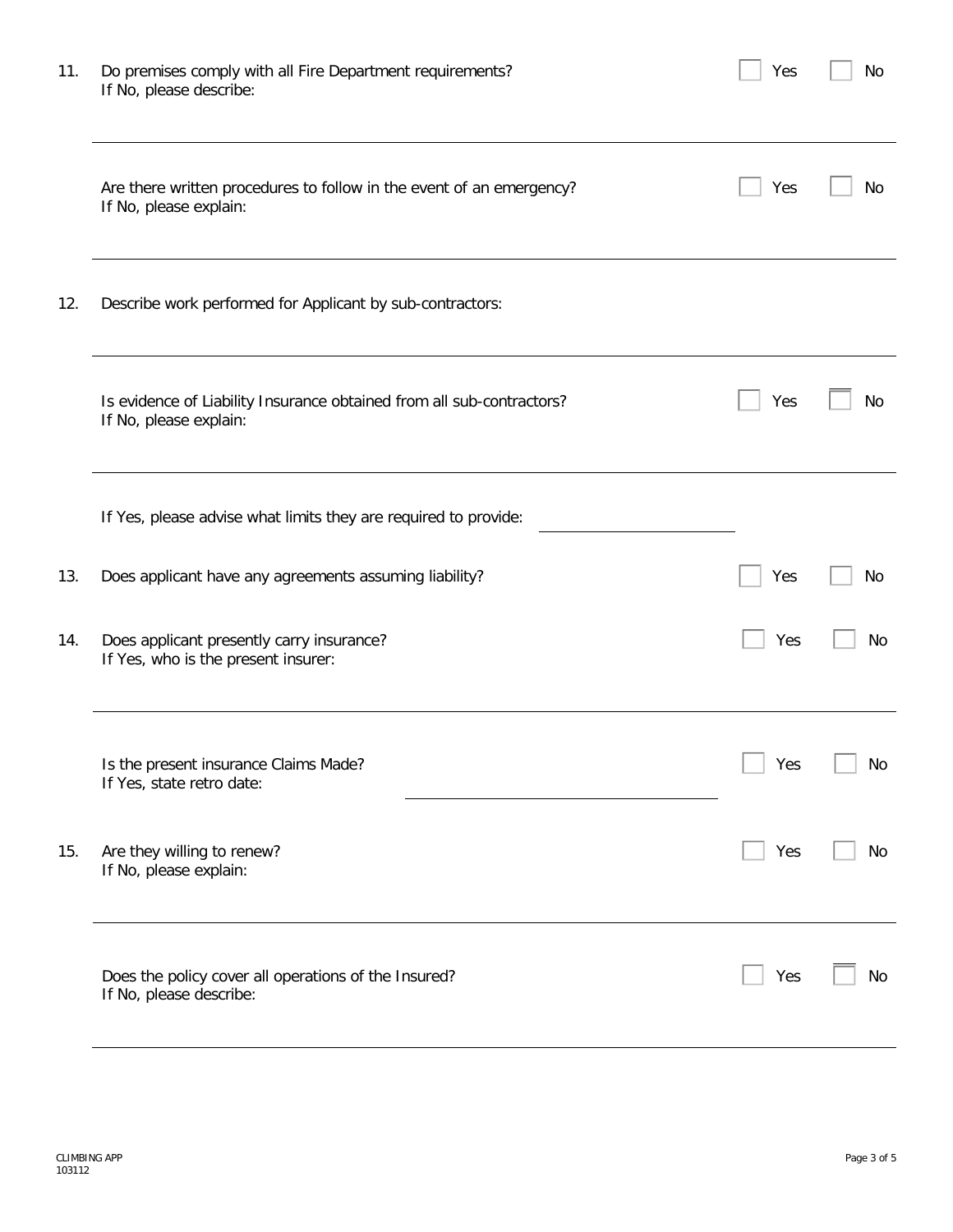11. Do premises comply with all Fire Department requirements? ☐ Yes ☐ No
    If No, please describe:

    ___________________________________________________________________________

    Are there written procedures to follow in the event of an emergency? ☐ Yes ☐ No
    If No, please explain:

    ___________________________________________________________________________

12. Describe work performed for Applicant by sub-contractors:

    ___________________________________________________________________________

    Is evidence of Liability Insurance obtained from all sub-contractors? ☐ Yes ☐ No
    If No, please explain:

    ___________________________________________________________________________

    If Yes, please advise what limits they are required to provide: ____________________

13. Does applicant have any agreements assuming liability? ☐ Yes ☐ No

14. Does applicant presently carry insurance? ☐ Yes ☐ No
    If Yes, who is the present insurer:

    ___________________________________________________________________________

    Is the present insurance Claims Made? ☐ Yes ☐ No
    If Yes, state retro date: ____________________________

15. Are they willing to renew? ☐ Yes ☐ No
    If No, please explain:

    ___________________________________________________________________________

    Does the policy cover all operations of the Insured? ☐ Yes ☐ No
    If No, please describe:

    ___________________________________________________________________________

CLIMBING APP
103112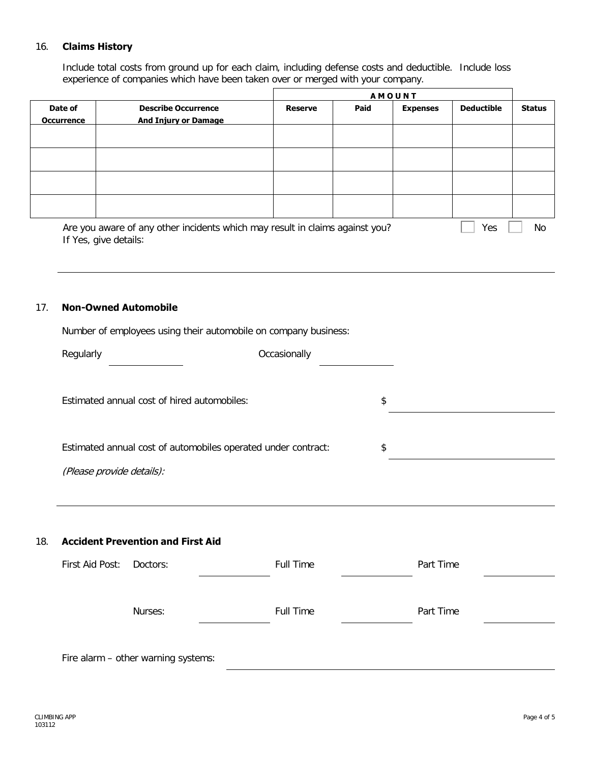## 16. Claims History

Include total costs from ground up for each claim, including defense costs and deductible. Include loss experience of companies which have been taken over or merged with your company.

| | | AMOUNT | | | | |
|---|---|---|---|---|---|---|
| **Date of Occurrence** | **Describe Occurrence And Injury or Damage** | **Reserve** | **Paid** | **Expenses** | **Deductible** | **Status** |
| | | | | | | |
| | | | | | | |
| | | | | | | |
| | | | | | | |

Are you aware of any other incidents which may result in claims against you? ☐ Yes ☐ No

If Yes, give details:

______________________________________________________________________

## 17. Non-Owned Automobile

Number of employees using their automobile on company business:

Regularly ______________ Occasionally ______________

Estimated annual cost of hired automobiles: $ ______________________

Estimated annual cost of automobiles operated under contract: $ ______________________

*(Please provide details):*

______________________________________________________________________

## 18. Accident Prevention and First Aid

First Aid Post: Doctors: ______________ Full Time ______________ Part Time ______________

Nurses: ______________ Full Time ______________ Part Time ______________

Fire alarm – other warning systems: ______________________________________

CLIMBING APP
103112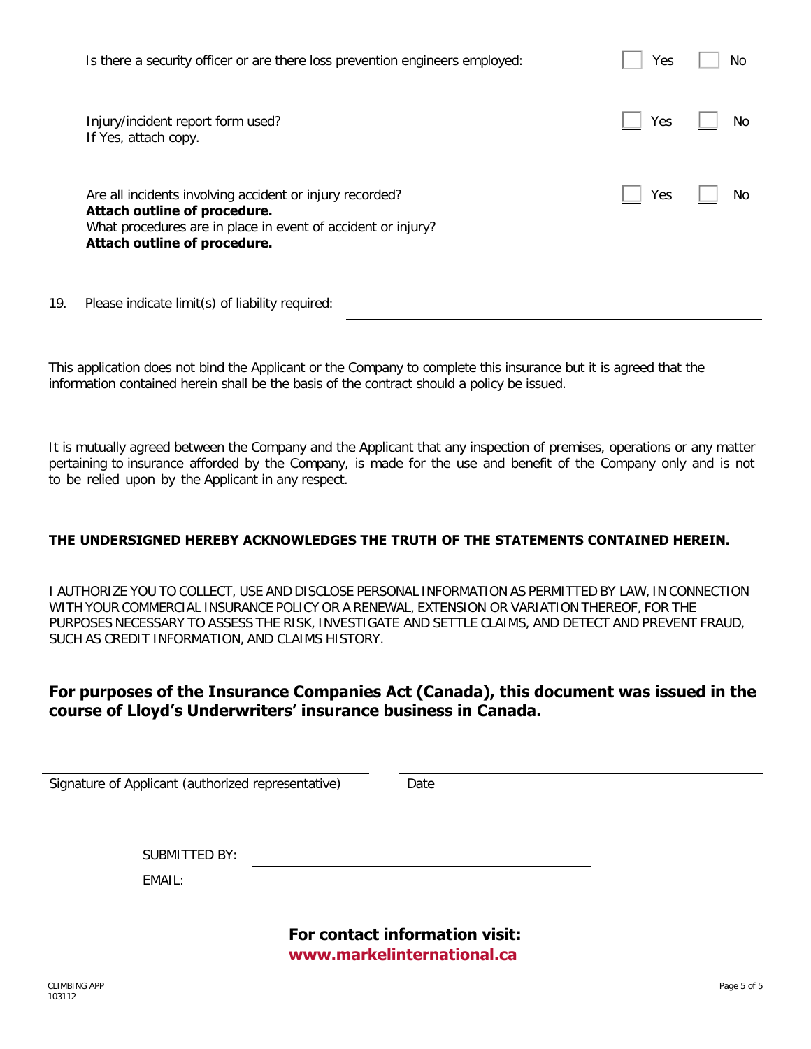Is there a security officer or are there loss prevention engineers employed: ☐ Yes ☐ No

Injury/incident report form used? ☐ Yes ☐ No
If Yes, attach copy.

Are all incidents involving accident or injury recorded? ☐ Yes ☐ No
**Attach outline of procedure.**
What procedures are in place in event of accident or injury?
**Attach outline of procedure.**

19. Please indicate limit(s) of liability required: ______________________________

This application does not bind the Applicant or the Company to complete this insurance but it is agreed that the information contained herein shall be the basis of the contract should a policy be issued.

It is mutually agreed between the Company and the Applicant that any inspection of premises, operations or any matter pertaining to insurance afforded by the Company, is made for the use and benefit of the Company only and is not to be relied upon by the Applicant in any respect.

**THE UNDERSIGNED HEREBY ACKNOWLEDGES THE TRUTH OF THE STATEMENTS CONTAINED HEREIN.**

I AUTHORIZE YOU TO COLLECT, USE AND DISCLOSE PERSONAL INFORMATION AS PERMITTED BY LAW, IN CONNECTION WITH YOUR COMMERCIAL INSURANCE POLICY OR A RENEWAL, EXTENSION OR VARIATION THEREOF, FOR THE PURPOSES NECESSARY TO ASSESS THE RISK, INVESTIGATE AND SETTLE CLAIMS, AND DETECT AND PREVENT FRAUD, SUCH AS CREDIT INFORMATION, AND CLAIMS HISTORY.

**For purposes of the Insurance Companies Act (Canada), this document was issued in the course of Lloyd's Underwriters' insurance business in Canada.**

______________________________ ______________________________
Signature of Applicant (authorized representative) Date

SUBMITTED BY: ______________________________

EMAIL: ______________________________

**For contact information visit:**
**www.markelinternational.ca**

CLIMBING APP
103112